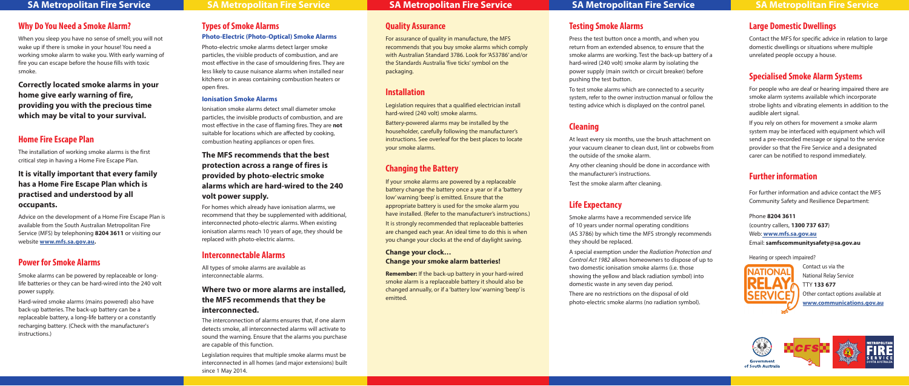## Why Do You Need a Smoke Alarm?

When you sleep you have no sense of smell; you will not wake up if there is smoke in your house! You need a working smoke alarm to wake you. With early warning of fire you can escape before the house fills with toxic smoke.

**Correctly located smoke alarms in your home give early warning of fire, providing you with the precious time which may be vital to your survival.**

## Home Fire Escape Plan

The installation of working smoke alarms is the first critical step in having a Home Fire Escape Plan.

**It is vitally important that every family has a Home Fire Escape Plan which is practised and understood by all occupants.**

Advice on the development of a Home Fire Escape Plan is available from the South Australian Metropolitan Fire Service (MFS) by telephoning **8204 3611** or visiting our website **www.mfs.sa.gov.au.**

## Power for Smoke Alarms

Smoke alarms can be powered by replaceable or long-life batteries or they can be hard-wired into the 240 volt power supply.

Hard-wired smoke alarms (mains powered) also have back-up batteries. The back-up battery can be a replaceable battery, a long-life battery or a constantly recharging battery. (Check with the manufacturer's instructions.)

## Types of Smoke Alarms

### Photo-Electric (Photo-Optical) Smoke Alarms

Photo-electric smoke alarms detect larger smoke particles, the visible products of combustion, and are most effective in the case of smouldering fires. They are less likely to cause nuisance alarms when installed near kitchens or in areas containing combustion heaters or open fires.

### Ionisation Smoke Alarms

Ionisation smoke alarms detect small diameter smoke particles, the invisible products of combustion, and are most effective in the case of flaming fires. They are **not** suitable for locations which are affected by cooking, combustion heating appliances or open fires.

**The MFS recommends that the best protection across a range of fires is provided by photo-electric smoke alarms which are hard-wired to the 240 volt power supply.**

For homes which already have ionisation alarms, we recommend that they be supplemented with additional, interconnected photo-electric alarms. When existing ionisation alarms reach 10 years of age, they should be replaced with photo-electric alarms.

## Interconnectable Alarms

All types of smoke alarms are available as interconnectable alarms.

**Where two or more alarms are installed, the MFS recommends that they be interconnected.**

The interconnection of alarms ensures that, if one alarm detects smoke, all interconnected alarms will activate to sound the warning. Ensure that the alarms you purchase are capable of this function.

Legislation requires that multiple smoke alarms must be interconnected in all homes (and major extensions) built since 1 May 2014.

## Quality Assurance

For assurance of quality in manufacture, the MFS recommends that you buy smoke alarms which comply with Australian Standard 3786. Look for 'AS3786' and/or the Standards Australia 'five ticks' symbol on the packaging.

## Installation

Legislation requires that a qualified electrician install hard-wired (240 volt) smoke alarms.

Battery-powered alarms may be installed by the householder, carefully following the manufacturer's instructions. See overleaf for the best places to locate your smoke alarms.

## Changing the Battery

If your smoke alarms are powered by a replaceable battery change the battery once a year or if a 'battery low' warning 'beep' is emitted. Ensure that the appropriate battery is used for the smoke alarm you have installed. (Refer to the manufacturer's instructions.)

It is strongly recommended that replaceable batteries are changed each year. An ideal time to do this is when you change your clocks at the end of daylight saving.

**Change your clock…**
**Change your smoke alarm batteries!**

**Remember:** If the back-up battery in your hard-wired smoke alarm is a replaceable battery it should also be changed annually, or if a 'battery low' warning 'beep' is emitted.

## Testing Smoke Alarms

Press the test button once a month, and when you return from an extended absence, to ensure that the smoke alarms are working. Test the back-up battery of a hard-wired (240 volt) smoke alarm by isolating the power supply (main switch or circuit breaker) before pushing the test button.

To test smoke alarms which are connected to a security system, refer to the owner instruction manual or follow the testing advice which is displayed on the control panel.

## Cleaning

At least every six months, use the brush attachment on your vacuum cleaner to clean dust, lint or cobwebs from the outside of the smoke alarm.

Any other cleaning should be done in accordance with the manufacturer's instructions.

Test the smoke alarm after cleaning.

## Life Expectancy

Smoke alarms have a recommended service life of 10 years under normal operating conditions (AS 3786) by which time the MFS strongly recommends they should be replaced.

A special exemption under the *Radiation Protection and Control Act 1982* allows homeowners to dispose of up to two domestic ionisation smoke alarms (i.e. those showing the yellow and black radiation symbol) into domestic waste in any seven day period.

There are no restrictions on the disposal of old photo-electric smoke alarms (no radiation symbol).

## Large Domestic Dwellings

Contact the MFS for specific advice in relation to large domestic dwellings or situations where multiple unrelated people occupy a house.

## Specialised Smoke Alarm Systems

For people who are deaf or hearing impaired there are smoke alarm systems available which incorporate strobe lights and vibrating elements in addition to the audible alert signal.

If you rely on others for movement a smoke alarm system may be interfaced with equipment which will send a pre-recorded message or signal to the service provider so that the Fire Service and a designated carer can be notified to respond immediately.

## Further information

For further information and advice contact the MFS Community Safety and Resilience Department:

Phone **8204 3611**
(country callers, **1300 737 637**)
Web: **www.mfs.sa.gov.au**
Email: **samfscommunitysafety@sa.gov.au**

Hearing or speech impaired?

NATIONAL RELAY SERVICE

Contact us via the National Relay Service
TTY **133 677**
Other contact options available at **www.communications.gov.au**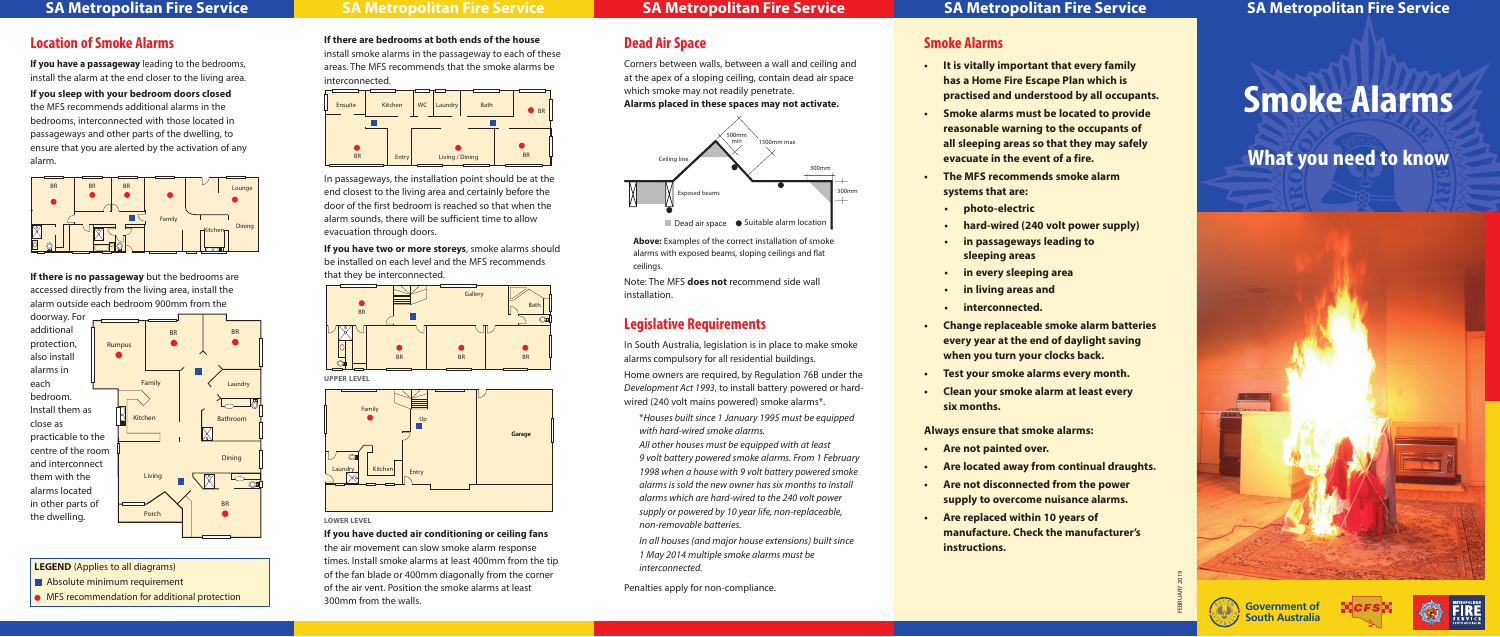## Location of Smoke Alarms

**If you have a passageway** leading to the bedrooms, install the alarm at the end closer to the living area.

**If you sleep with your bedroom doors closed** the MFS recommends additional alarms in the bedrooms, interconnected with those located in passageways and other parts of the dwelling, to ensure that you are alerted by the activation of any alarm.

BR BR BR Lounge Family Kitchen Dining

**If there is no passageway** but the bedrooms are accessed directly from the living area, install the alarm outside each bedroom 900mm from the doorway. For additional protection, also install alarms in each bedroom. Install them as close as practicable to the centre of the room and interconnect them with the alarms located in other parts of the dwelling.

Rumpus BR BR Family Laundry Kitchen Bathroom Dining Living BR Porch

**LEGEND** (Applies to all diagrams)

- Absolute minimum requirement
- MFS recommendation for additional protection

**If there are bedrooms at both ends of the house** install smoke alarms in the passageway to each of these areas. The MFS recommends that the smoke alarms be interconnected.

Ensuite Kitchen WC Laundry Bath BR BR Entry Living / Dining BR

In passageways, the installation point should be at the end closest to the living area and certainly before the door of the first bedroom is reached so that when the alarm sounds, there will be sufficient time to allow evacuation through doors.

**If you have two or more storeys**, smoke alarms should be installed on each level and the MFS recommends that they be interconnected.

BR Gallery Bath BR BR BR

UPPER LEVEL

Family Up Laundry Kitchen Entry Garage

LOWER LEVEL

**If you have ducted air conditioning or ceiling fans** the air movement can slow smoke alarm response times. Install smoke alarms at least 400mm from the tip of the fan blade or 400mm diagonally from the corner of the air vent. Position the smoke alarms at least 300mm from the walls.

## Dead Air Space

Corners between walls, between a wall and ceiling and at the apex of a sloping ceiling, contain dead air space which smoke may not readily penetrate.
**Alarms placed in these spaces may not activate.**

500mm min 1500mm max Ceiling line 300mm Exposed beams 300mm

Dead air space ● Suitable alarm location

**Above:** Examples of the correct installation of smoke alarms with exposed beams, sloping ceilings and flat ceilings.

Note: The MFS **does not** recommend side wall installation.

## Legislative Requirements

In South Australia, legislation is in place to make smoke alarms compulsory for all residential buildings.

Home owners are required, by Regulation 76B under the *Development Act 1993*, to install battery powered or hard-wired (240 volt mains powered) smoke alarms*.

*\*Houses built since 1 January 1995 must be equipped with hard-wired smoke alarms.*

*All other houses must be equipped with at least 9 volt battery powered smoke alarms. From 1 February 1998 when a house with 9 volt battery powered smoke alarms is sold the new owner has six months to install alarms which are hard-wired to the 240 volt power supply or powered by 10 year life, non-replaceable, non-removable batteries.*

*In all houses (and major house extensions) built since 1 May 2014 multiple smoke alarms must be interconnected.*

Penalties apply for non-compliance.

## Smoke Alarms

- **It is vitally important that every family has a Home Fire Escape Plan which is practised and understood by all occupants.**
- **Smoke alarms must be located to provide reasonable warning to the occupants of all sleeping areas so that they may safely evacuate in the event of a fire.**
- **The MFS recommends smoke alarm systems that are:**
  - **photo-electric**
  - **hard-wired (240 volt power supply)**
  - **in passageways leading to sleeping areas**
  - **in every sleeping area**
  - **in living areas and**
  - **interconnected.**
- **Change replaceable smoke alarm batteries every year at the end of daylight saving when you turn your clocks back.**
- **Test your smoke alarms every month.**
- **Clean your smoke alarm at least every six months.**

**Always ensure that smoke alarms:**

- **Are not painted over.**
- **Are located away from continual draughts.**
- **Are not disconnected from the power supply to overcome nuisance alarms.**
- **Are replaced within 10 years of manufacture. Check the manufacturer's instructions.**

FEBRUARY 2019

# Smoke Alarms

## What you need to know

Government of South Australia